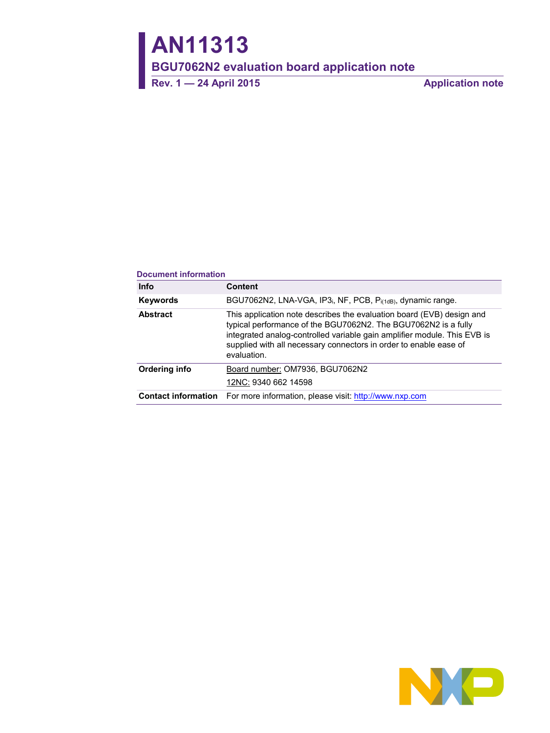# AN11313

## BGU7062N2 evaluation board application note

**Rev. 1 — 24 April 2015** **Application note**

**Document information**

| Info | Content |
|---|---|
| **Keywords** | BGU7062N2, LNA-VGA, $IP3_i$, NF, PCB, $P_{i(1dB)}$, dynamic range. |
| **Abstract** | This application note describes the evaluation board (EVB) design and typical performance of the BGU7062N2. The BGU7062N2 is a fully integrated analog-controlled variable gain amplifier module. This EVB is supplied with all necessary connectors in order to enable ease of evaluation. |
| **Ordering info** | Board number: OM7936, BGU7062N2<br>12NC: 9340 662 14598 |
| **Contact information** | For more information, please visit: http://www.nxp.com |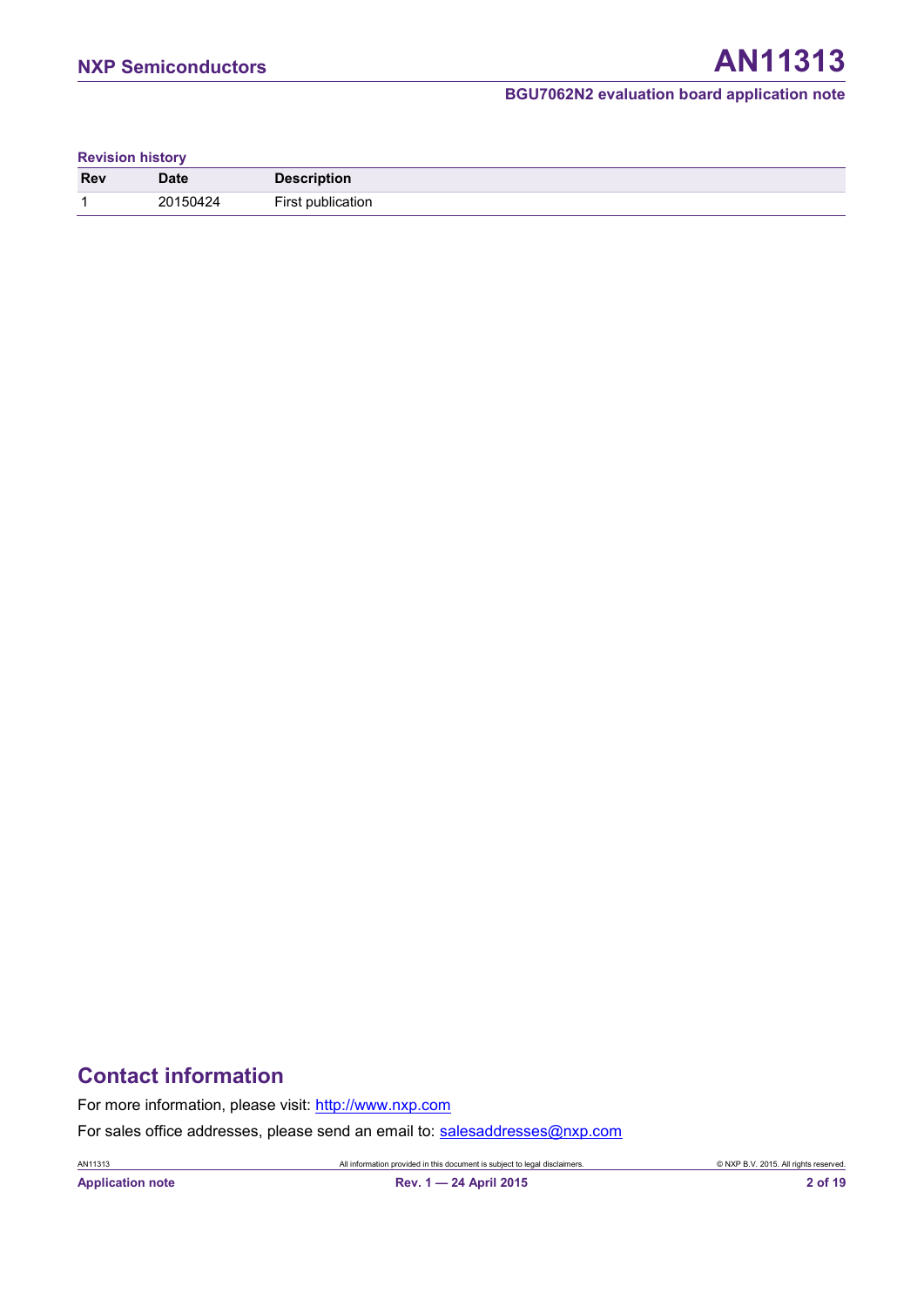**Revision history**

| Rev | Date | Description |
|---|---|---|
| 1 | 20150424 | First publication |

# Contact information

For more information, please visit: http://www.nxp.com

For sales office addresses, please send an email to: salesaddresses@nxp.com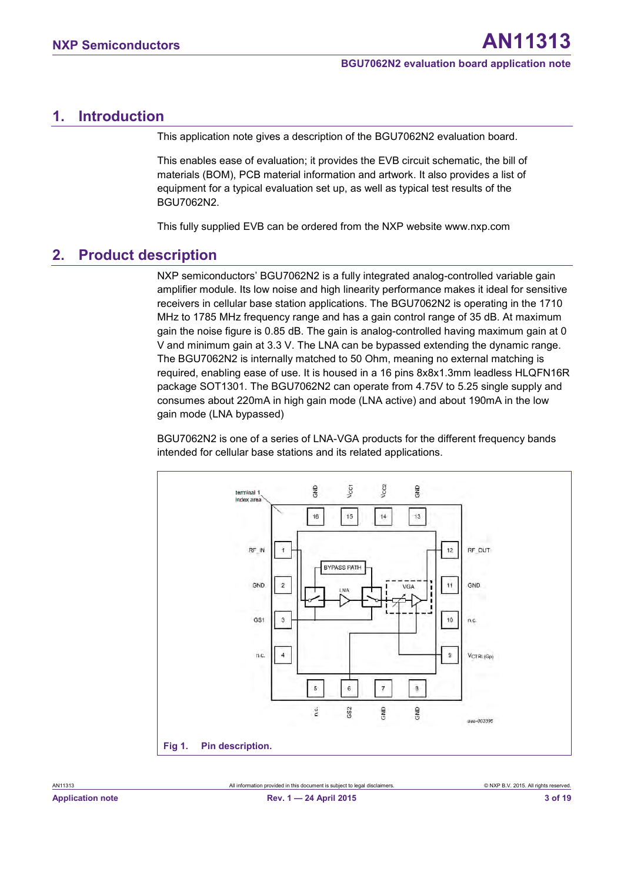## 1. Introduction

This application note gives a description of the BGU7062N2 evaluation board.

This enables ease of evaluation; it provides the EVB circuit schematic, the bill of materials (BOM), PCB material information and artwork. It also provides a list of equipment for a typical evaluation set up, as well as typical test results of the BGU7062N2.

This fully supplied EVB can be ordered from the NXP website www.nxp.com

## 2. Product description

NXP semiconductors' BGU7062N2 is a fully integrated analog-controlled variable gain amplifier module. Its low noise and high linearity performance makes it ideal for sensitive receivers in cellular base station applications. The BGU7062N2 is operating in the 1710 MHz to 1785 MHz frequency range and has a gain control range of 35 dB. At maximum gain the noise figure is 0.85 dB. The gain is analog-controlled having maximum gain at 0 V and minimum gain at 3.3 V. The LNA can be bypassed extending the dynamic range. The BGU7062N2 is internally matched to 50 Ohm, meaning no external matching is required, enabling ease of use. It is housed in a 16 pins 8x8x1.3mm leadless HLQFN16R package SOT1301. The BGU7062N2 can operate from 4.75V to 5.25 single supply and consumes about 220mA in high gain mode (LNA active) and about 190mA in the low gain mode (LNA bypassed)

BGU7062N2 is one of a series of LNA-VGA products for the different frequency bands intended for cellular base stations and its related applications.

**Fig 1. Pin description.**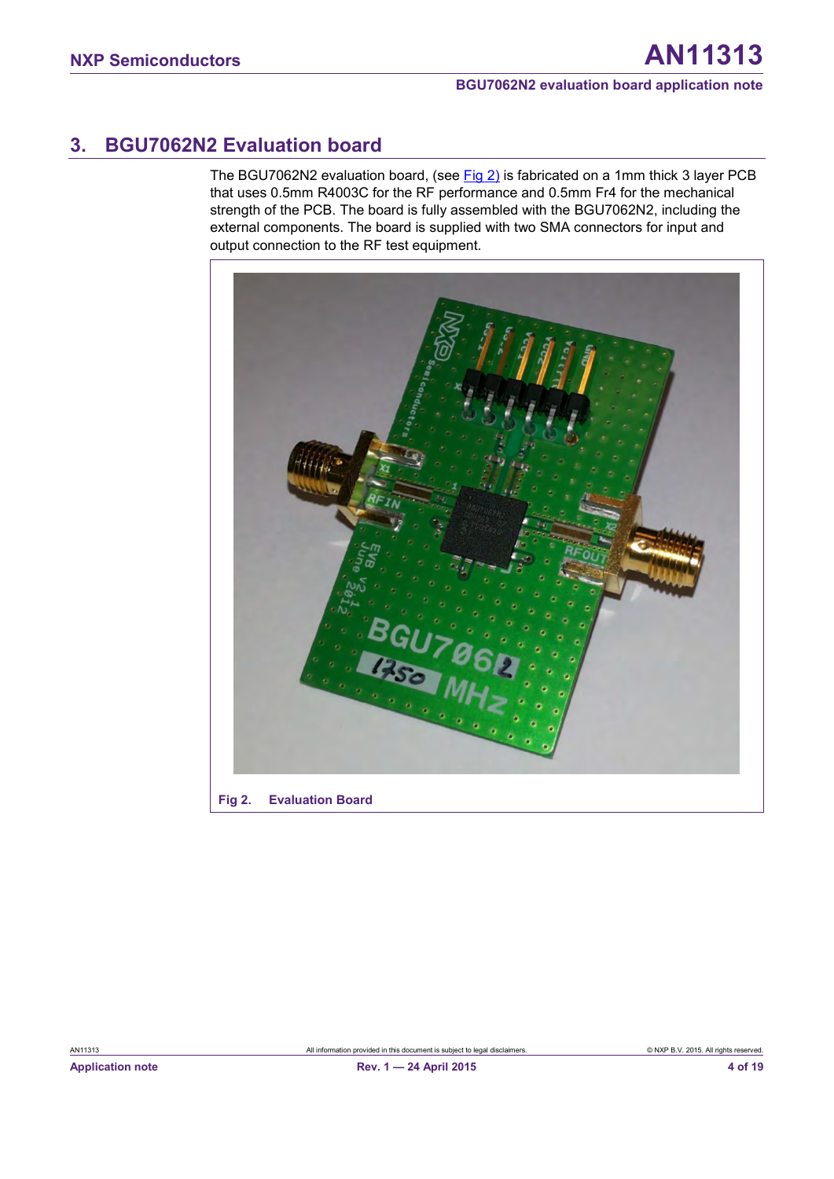## 3. BGU7062N2 Evaluation board

The BGU7062N2 evaluation board, (see Fig 2) is fabricated on a 1mm thick 3 layer PCB that uses 0.5mm R4003C for the RF performance and 0.5mm Fr4 for the mechanical strength of the PCB. The board is fully assembled with the BGU7062N2, including the external components. The board is supplied with two SMA connectors for input and output connection to the RF test equipment.

**Fig 2. Evaluation Board**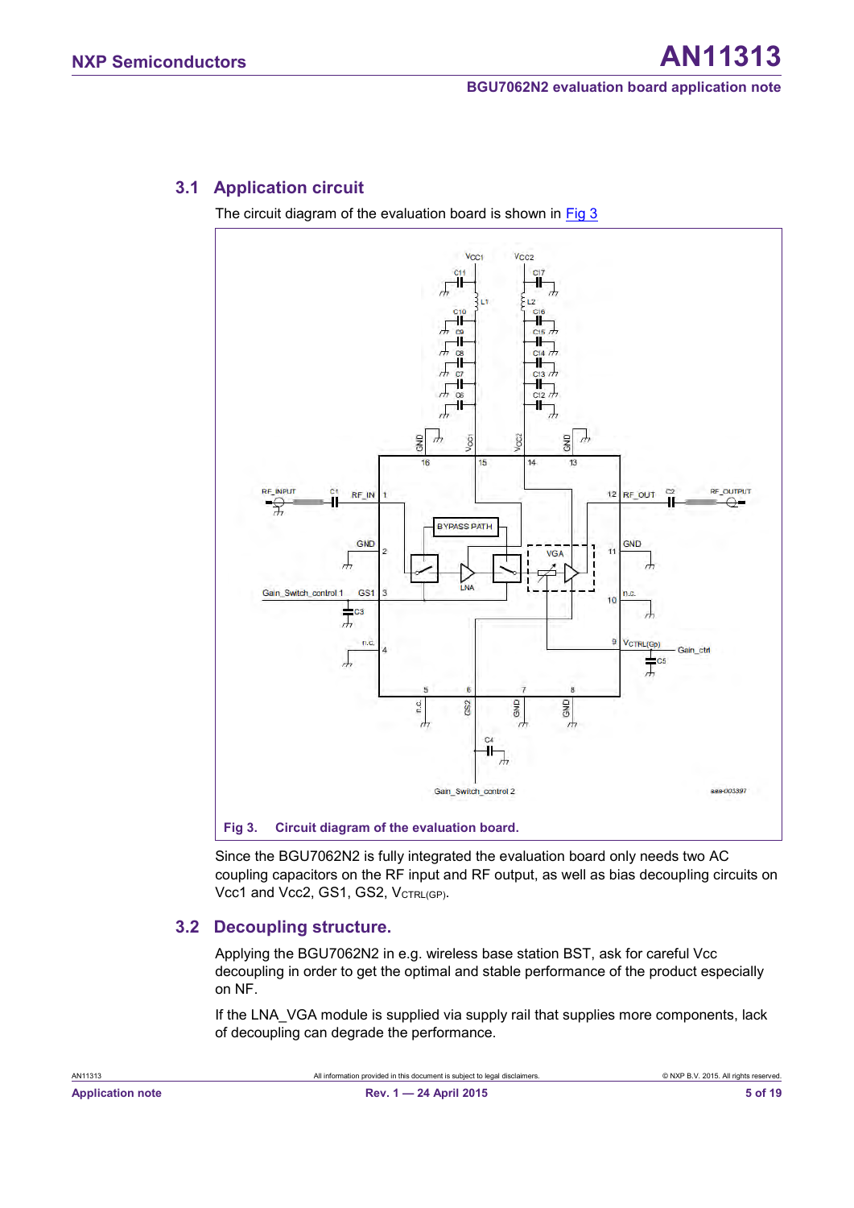## 3.1 Application circuit

The circuit diagram of the evaluation board is shown in Fig 3

**Fig 3. Circuit diagram of the evaluation board.**

Since the BGU7062N2 is fully integrated the evaluation board only needs two AC coupling capacitors on the RF input and RF output, as well as bias decoupling circuits on Vcc1 and Vcc2, GS1, GS2, $V_{CTRL(GP)}$.

## 3.2 Decoupling structure.

Applying the BGU7062N2 in e.g. wireless base station BST, ask for careful Vcc decoupling in order to get the optimal and stable performance of the product especially on NF.

If the LNA_VGA module is supplied via supply rail that supplies more components, lack of decoupling can degrade the performance.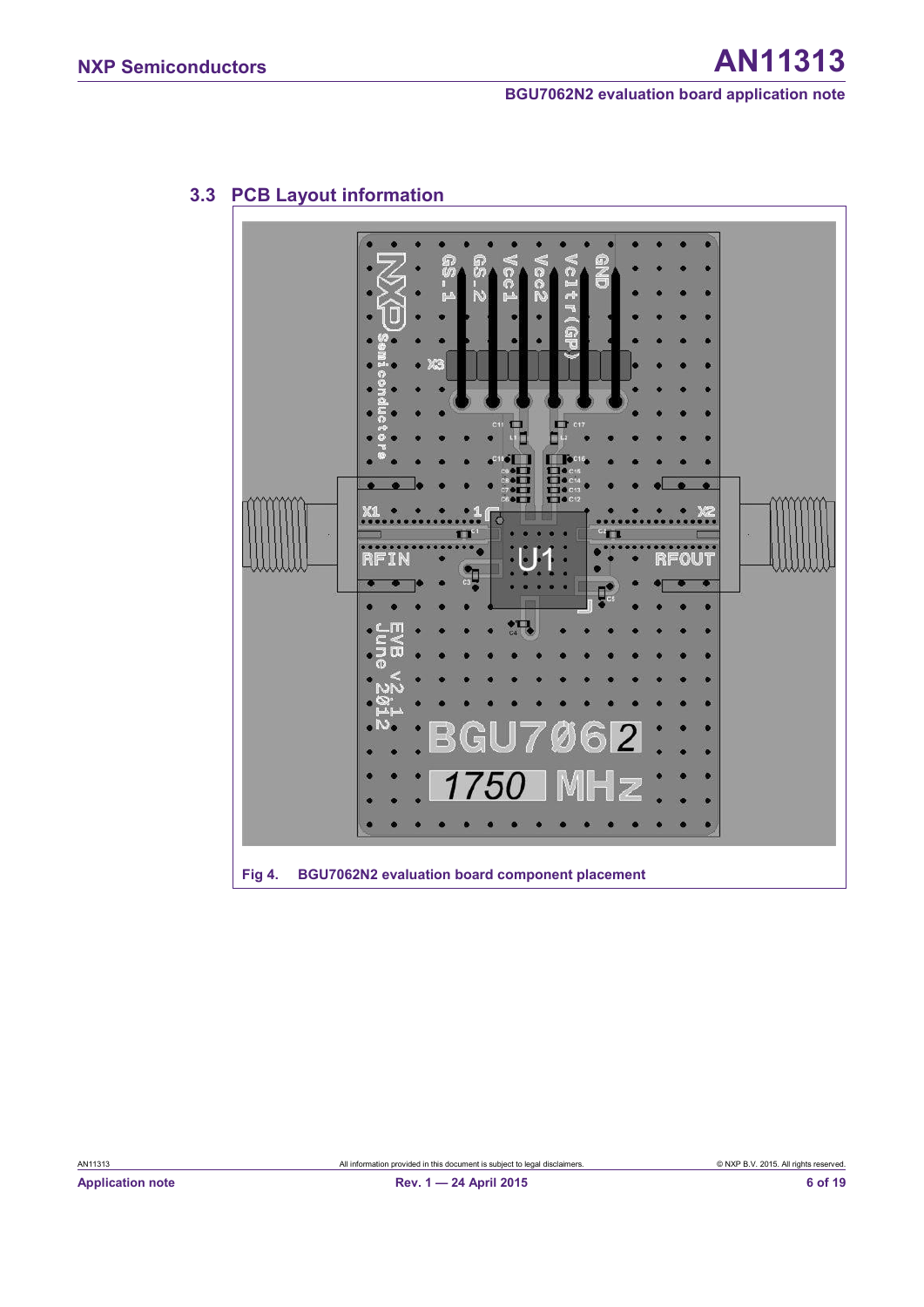### 3.3 PCB Layout information

Fig 4. BGU7062N2 evaluation board component placement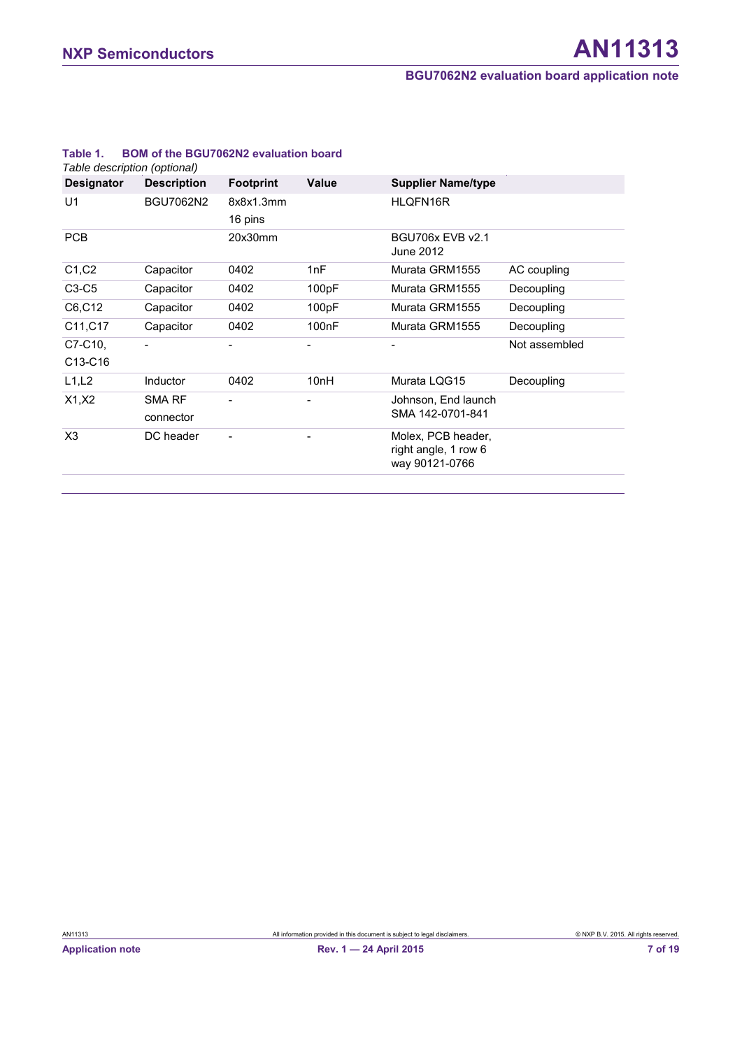**Table 1. BOM of the BGU7062N2 evaluation board**

*Table description (optional)*

| Designator | Description | Footprint | Value | Supplier Name/type | |
|---|---|---|---|---|---|
| U1 | BGU7062N2 | 8x8x1.3mm 16 pins | | HLQFN16R | |
| PCB | | 20x30mm | | BGU706x EVB v2.1 June 2012 | |
| C1,C2 | Capacitor | 0402 | 1nF | Murata GRM1555 | AC coupling |
| C3-C5 | Capacitor | 0402 | 100pF | Murata GRM1555 | Decoupling |
| C6,C12 | Capacitor | 0402 | 100pF | Murata GRM1555 | Decoupling |
| C11,C17 | Capacitor | 0402 | 100nF | Murata GRM1555 | Decoupling |
| C7-C10, C13-C16 | - | - | - | - | Not assembled |
| L1,L2 | Inductor | 0402 | 10nH | Murata LQG15 | Decoupling |
| X1,X2 | SMA RF connector | - | - | Johnson, End launch SMA 142-0701-841 | |
| X3 | DC header | - | - | Molex, PCB header, right angle, 1 row 6 way 90121-0766 | |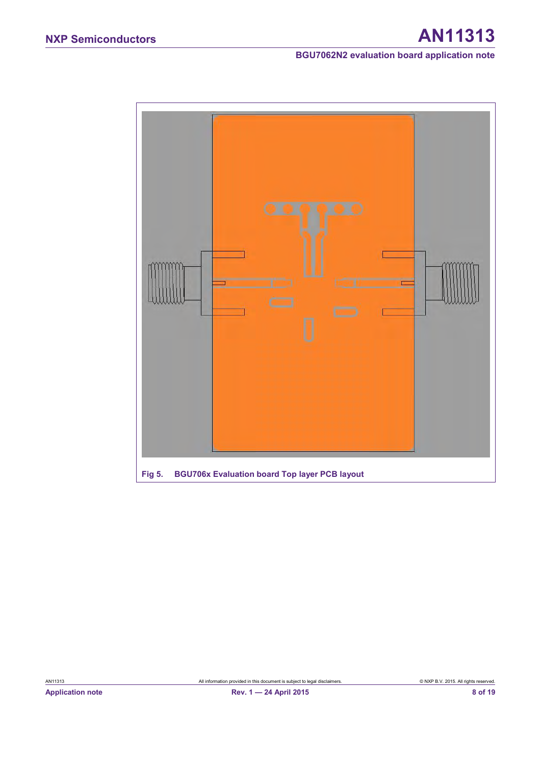Fig 5. BGU706x Evaluation board Top layer PCB layout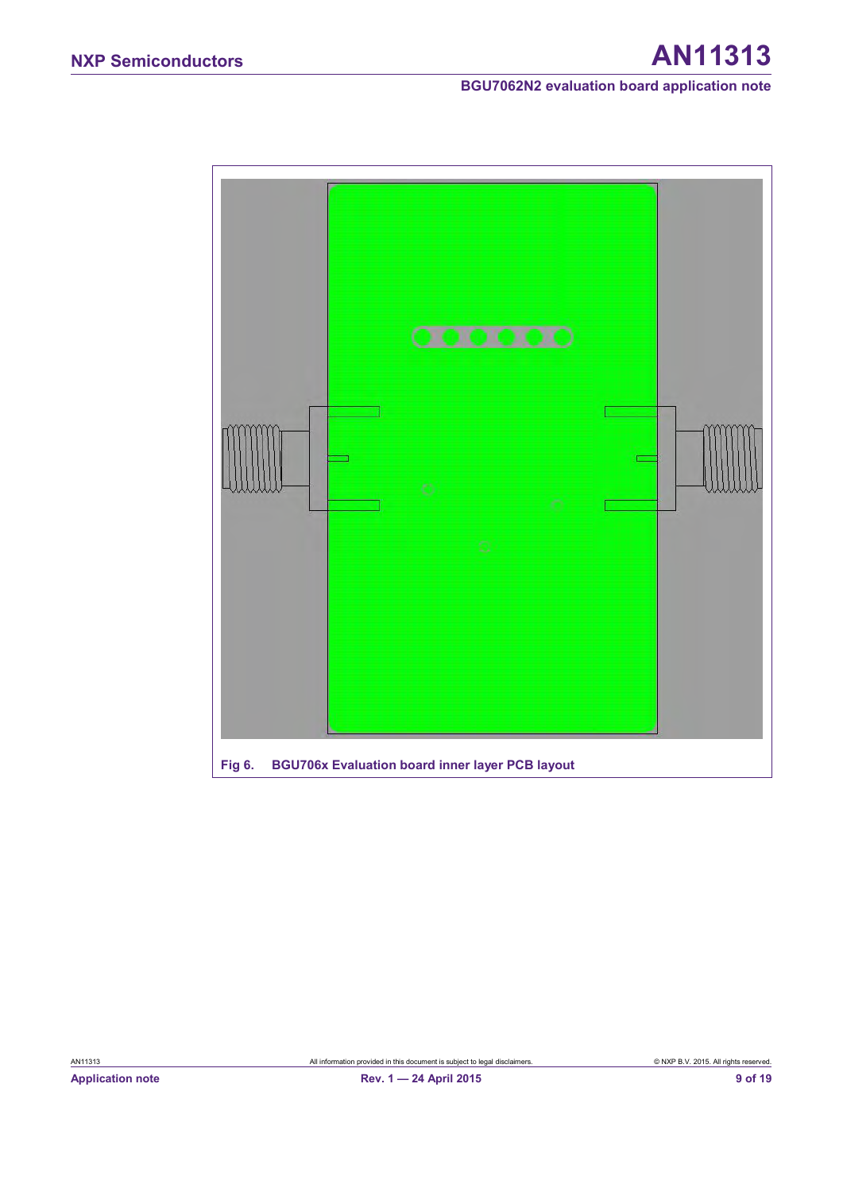Fig 6. BGU706x Evaluation board inner layer PCB layout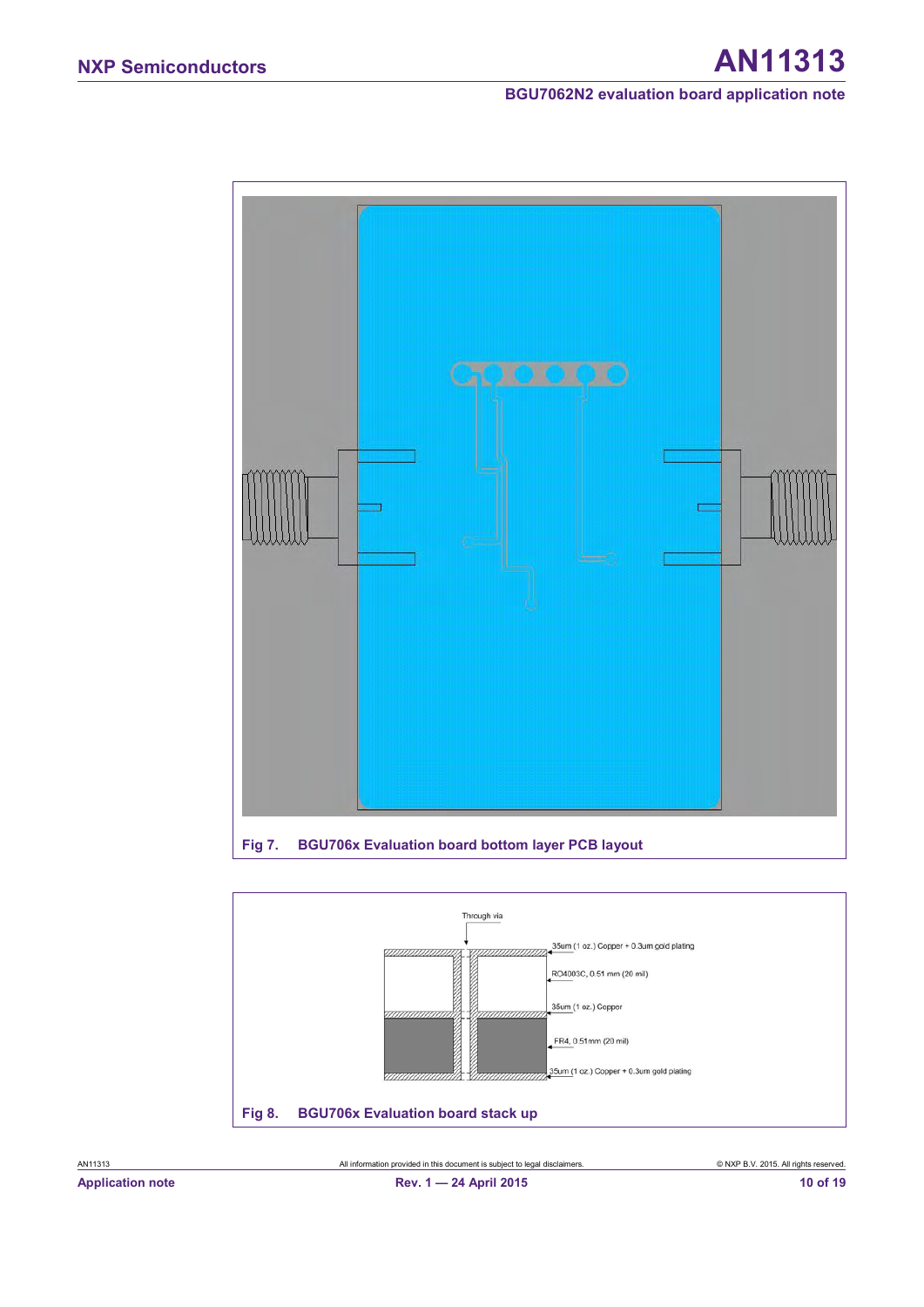Fig 7. BGU706x Evaluation board bottom layer PCB layout

Through via

35um (1 oz.) Copper + 0.3um gold plating

RO4003C, 0.51 mm (20 mil)

35um (1 oz.) Copper

FR4, 0.51mm (20 mil)

35um (1 oz.) Copper + 0.3um gold plating

Fig 8. BGU706x Evaluation board stack up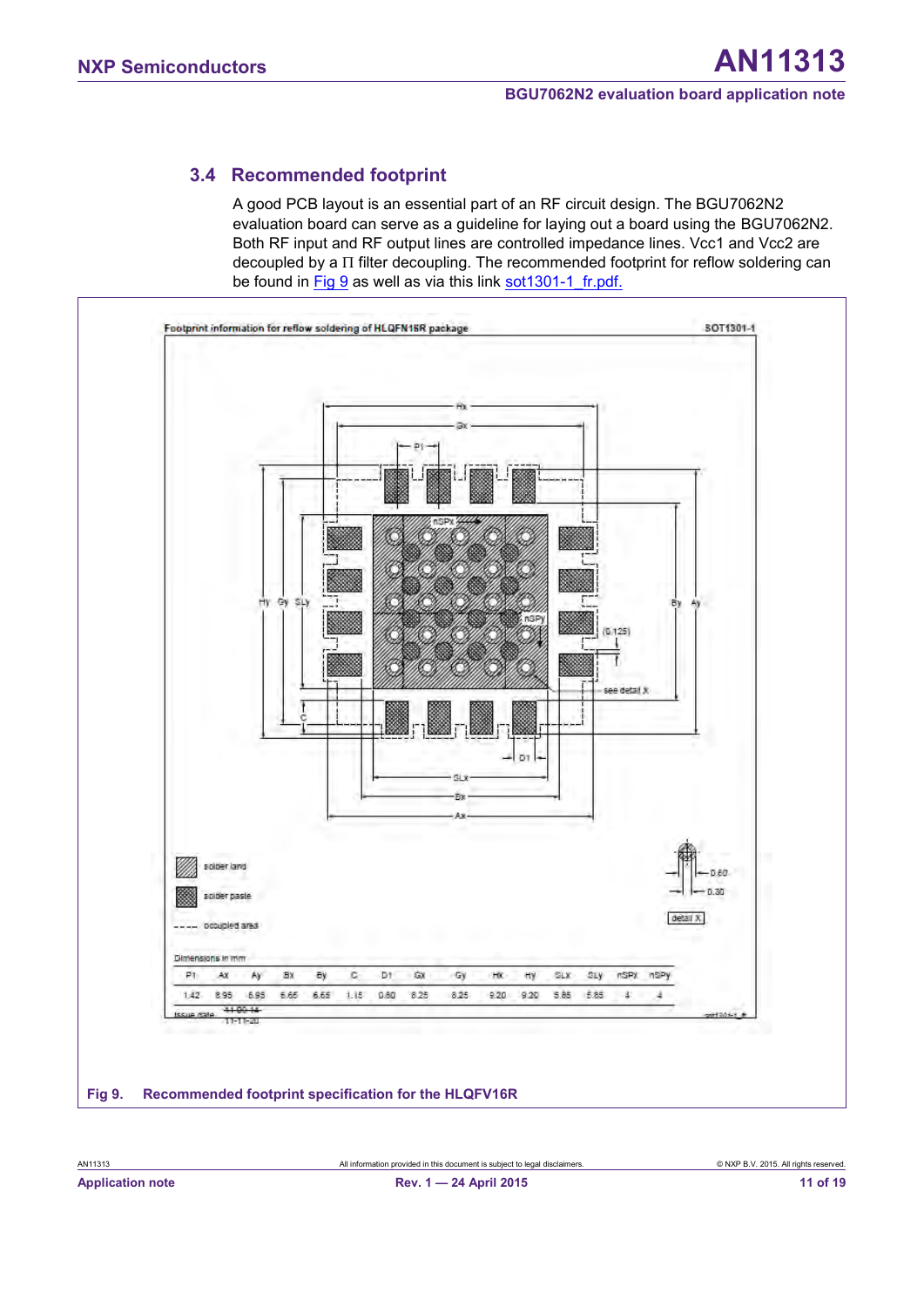## 3.4 Recommended footprint

A good PCB layout is an essential part of an RF circuit design. The BGU7062N2 evaluation board can serve as a guideline for laying out a board using the BGU7062N2. Both RF input and RF output lines are controlled impedance lines. Vcc1 and Vcc2 are decoupled by a Π filter decoupling. The recommended footprint for reflow soldering can be found in Fig 9 as well as via this link sot1301-1_fr.pdf.

Footprint information for reflow soldering of HLQFN16R package — SOT1301-1

Dimensions in mm

| P1 | Ax | Ay | Bx | By | C | D1 | Gx | Gy | Hx | Hy | SLx | SLy | nSPx | nSPy |
|---|---|---|---|---|---|---|---|---|---|---|---|---|---|---|
| 1.42 | 8.95 | 8.95 | 6.65 | 6.65 | 1.15 | 0.80 | 8.25 | 8.25 | 9.20 | 9.20 | 5.85 | 5.85 | 4 | 4 |

Issue date: ~~11-09-14~~ 11-11-20

Fig 9. Recommended footprint specification for the HLQFV16R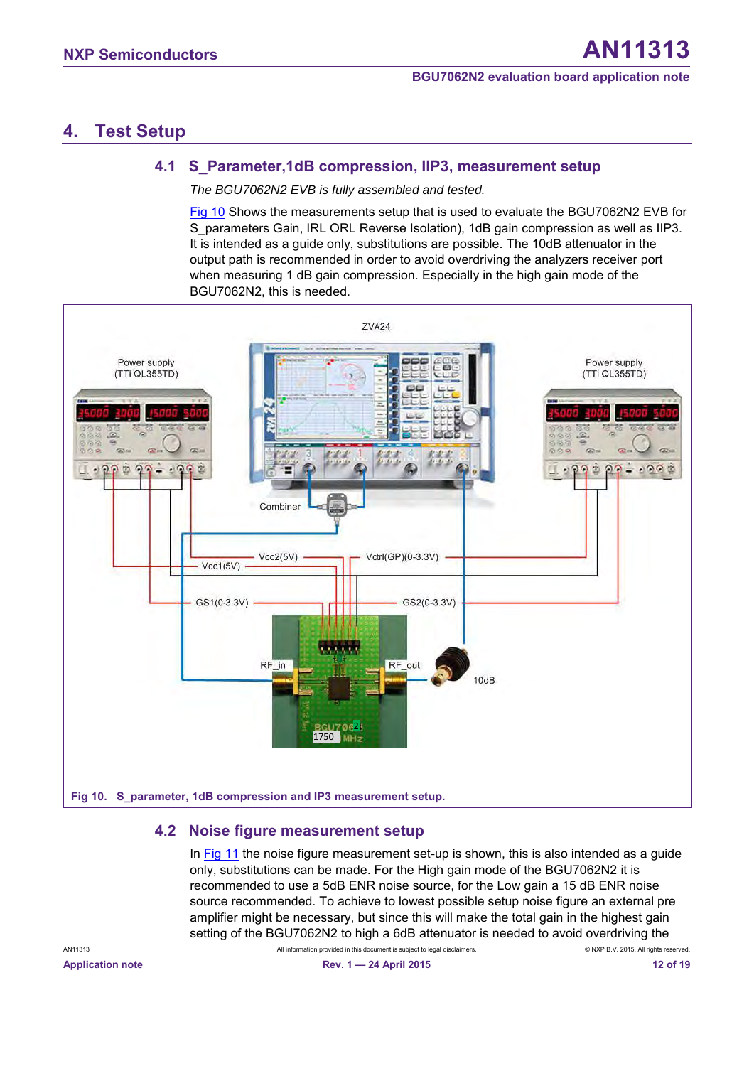## 4. Test Setup

### 4.1 S_Parameter,1dB compression, IIP3, measurement setup

*The BGU7062N2 EVB is fully assembled and tested.*

Fig 10 Shows the measurements setup that is used to evaluate the BGU7062N2 EVB for S_parameters Gain, IRL ORL Reverse Isolation), 1dB gain compression as well as IIP3. It is intended as a guide only, substitutions are possible. The 10dB attenuator in the output path is recommended in order to avoid overdriving the analyzers receiver port when measuring 1 dB gain compression. Especially in the high gain mode of the BGU7062N2, this is needed.

ZVA24

Power supply (TTi QL355TD)

Power supply (TTi QL355TD)

Combiner

Vcc2(5V)

Vctrl(GP)(0-3.3V)

Vcc1(5V)

GS1(0-3.3V)

GS2(0-3.3V)

RF_in

RF_out

10dB

**Fig 10. S_parameter, 1dB compression and IP3 measurement setup.**

### 4.2 Noise figure measurement setup

In Fig 11 the noise figure measurement set-up is shown, this is also intended as a guide only, substitutions can be made. For the High gain mode of the BGU7062N2 it is recommended to use a 5dB ENR noise source, for the Low gain a 15 dB ENR noise source recommended. To achieve to lowest possible setup noise figure an external pre amplifier might be necessary, but since this will make the total gain in the highest gain setting of the BGU7062N2 to high a 6dB attenuator is needed to avoid overdriving the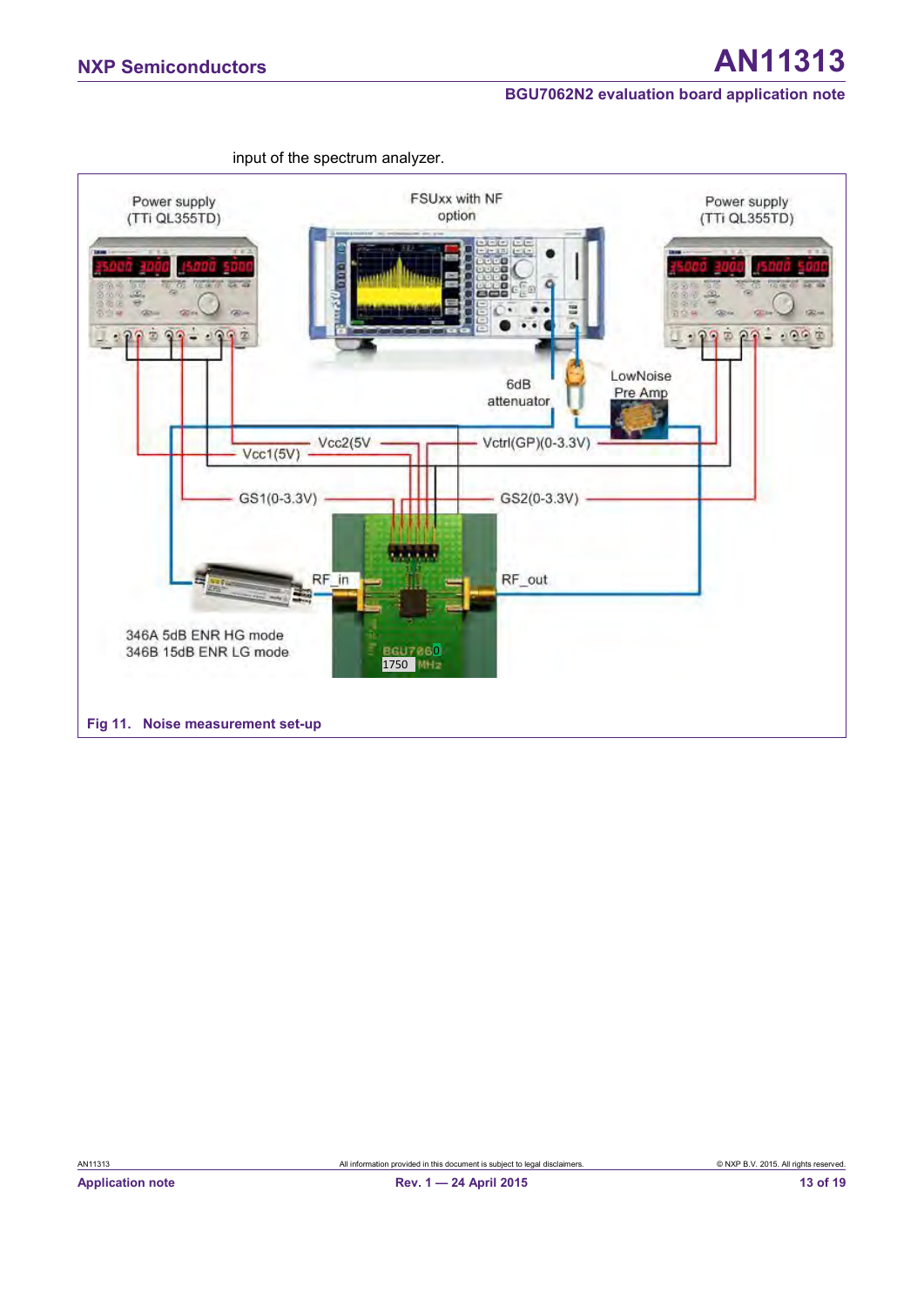input of the spectrum analyzer.

Fig 11. Noise measurement set-up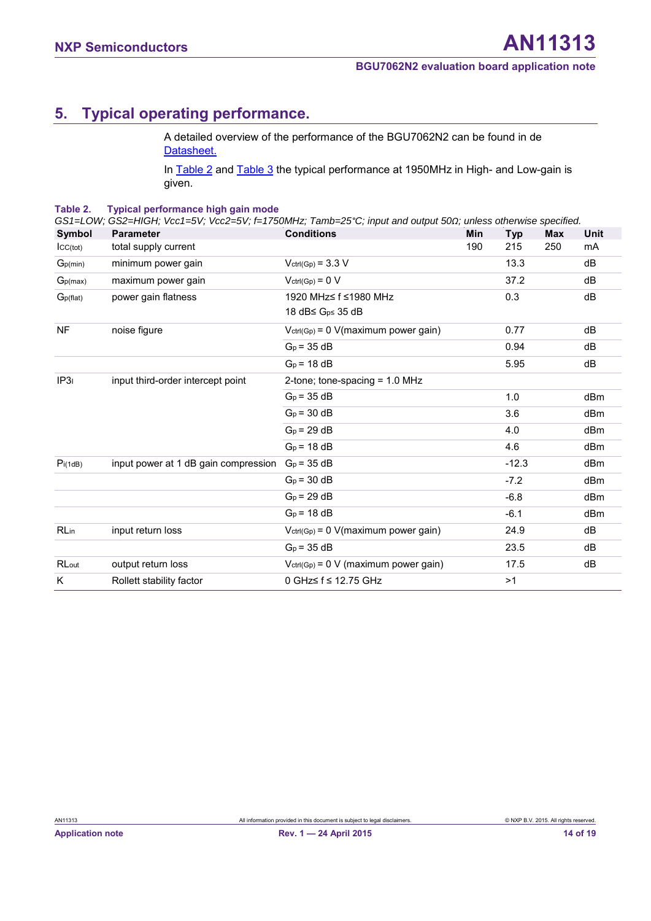# 5. Typical operating performance.

A detailed overview of the performance of the BGU7062N2 can be found in de Datasheet.

In Table 2 and Table 3 the typical performance at 1950MHz in High- and Low-gain is given.

**Table 2. Typical performance high gain mode**

*GS1=LOW; GS2=HIGH; Vcc1=5V; Vcc2=5V; f=1750MHz; Tamb=25°C; input and output 50Ω; unless otherwise specified.*

| Symbol | Parameter | Conditions | Min | Typ | Max | Unit |
|---|---|---|---|---|---|---|
| $I_{CC(tot)}$ | total supply current | | 190 | 215 | 250 | mA |
| $G_{p(min)}$ | minimum power gain | $V_{ctrl(Gp)}$ = 3.3 V | | 13.3 | | dB |
| $G_{p(max)}$ | maximum power gain | $V_{ctrl(Gp)}$ = 0 V | | 37.2 | | dB |
| $G_{p(flat)}$ | power gain flatness | 1920 MHz≤ f ≤1980 MHz<br>18 dB≤ $G_p$≤ 35 dB | | 0.3 | | dB |
| NF | noise figure | $V_{ctrl(Gp)}$ = 0 V(maximum power gain) | | 0.77 | | dB |
| | | $G_p$ = 35 dB | | 0.94 | | dB |
| | | $G_p$ = 18 dB | | 5.95 | | dB |
| $IP3_I$ | input third-order intercept point | 2-tone; tone-spacing = 1.0 MHz | | | | |
| | | $G_p$ = 35 dB | | 1.0 | | dBm |
| | | $G_p$ = 30 dB | | 3.6 | | dBm |
| | | $G_p$ = 29 dB | | 4.0 | | dBm |
| | | $G_p$ = 18 dB | | 4.6 | | dBm |
| $P_{i(1dB)}$ | input power at 1 dB gain compression | $G_p$ = 35 dB | | -12.3 | | dBm |
| | | $G_p$ = 30 dB | | -7.2 | | dBm |
| | | $G_p$ = 29 dB | | -6.8 | | dBm |
| | | $G_p$ = 18 dB | | -6.1 | | dBm |
| $RL_{in}$ | input return loss | $V_{ctrl(Gp)}$ = 0 V(maximum power gain) | | 24.9 | | dB |
| | | $G_p$ = 35 dB | | 23.5 | | dB |
| $RL_{out}$ | output return loss | $V_{ctrl(Gp)}$ = 0 V (maximum power gain) | | 17.5 | | dB |
| K | Rollett stability factor | 0 GHz≤ f ≤ 12.75 GHz | | >1 | | |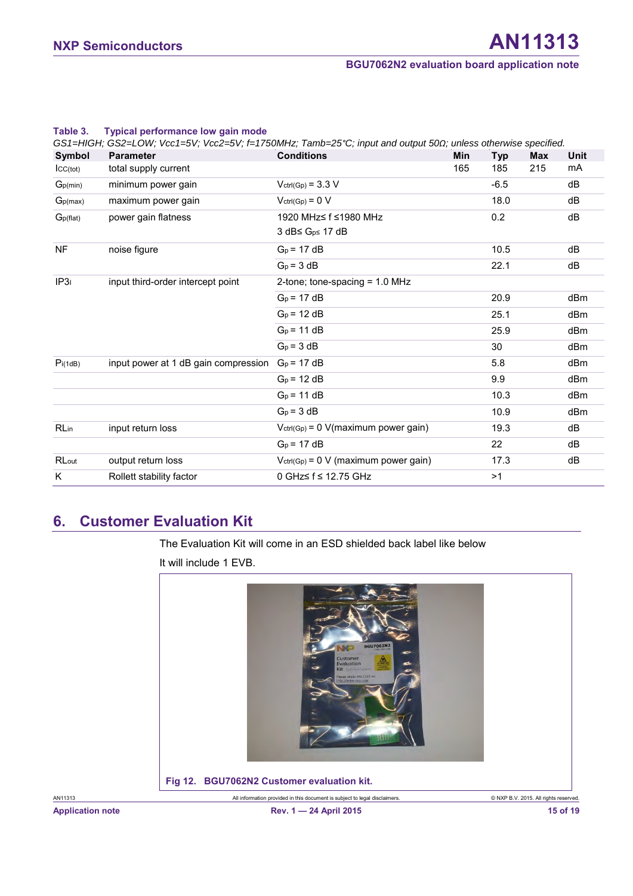**Table 3. Typical performance low gain mode**

*GS1=HIGH; GS2=LOW; Vcc1=5V; Vcc2=5V; f=1750MHz; Tamb=25°C; input and output 50Ω; unless otherwise specified.*

| Symbol | Parameter | Conditions | Min | Typ | Max | Unit |
|---|---|---|---|---|---|---|
| $I_{CC(tot)}$ | total supply current | | 165 | 185 | 215 | mA |
| $G_{p(min)}$ | minimum power gain | $V_{ctrl(Gp)}$ = 3.3 V | | -6.5 | | dB |
| $G_{p(max)}$ | maximum power gain | $V_{ctrl(Gp)}$ = 0 V | | 18.0 | | dB |
| $G_{p(flat)}$ | power gain flatness | 1920 MHz≤ f ≤1980 MHz<br>3 dB≤ $G_p$≤ 17 dB | | 0.2 | | dB |
| NF | noise figure | $G_p$ = 17 dB | | 10.5 | | dB |
| | | $G_p$ = 3 dB | | 22.1 | | dB |
| $IP3_I$ | input third-order intercept point | 2-tone; tone-spacing = 1.0 MHz | | | | |
| | | $G_p$ = 17 dB | | 20.9 | | dBm |
| | | $G_p$ = 12 dB | | 25.1 | | dBm |
| | | $G_p$ = 11 dB | | 25.9 | | dBm |
| | | $G_p$ = 3 dB | | 30 | | dBm |
| $P_{i(1dB)}$ | input power at 1 dB gain compression | $G_p$ = 17 dB | | 5.8 | | dBm |
| | | $G_p$ = 12 dB | | 9.9 | | dBm |
| | | $G_p$ = 11 dB | | 10.3 | | dBm |
| | | $G_p$ = 3 dB | | 10.9 | | dBm |
| $RL_{in}$ | input return loss | $V_{ctrl(Gp)}$ = 0 V(maximum power gain) | | 19.3 | | dB |
| | | $G_p$ = 17 dB | | 22 | | dB |
| $RL_{out}$ | output return loss | $V_{ctrl(Gp)}$ = 0 V (maximum power gain) | | 17.3 | | dB |
| K | Rollett stability factor | 0 GHz≤ f ≤ 12.75 GHz | | >1 | | |

## 6. Customer Evaluation Kit

The Evaluation Kit will come in an ESD shielded back label like below

It will include 1 EVB.

**Fig 12. BGU7062N2 Customer evaluation kit.**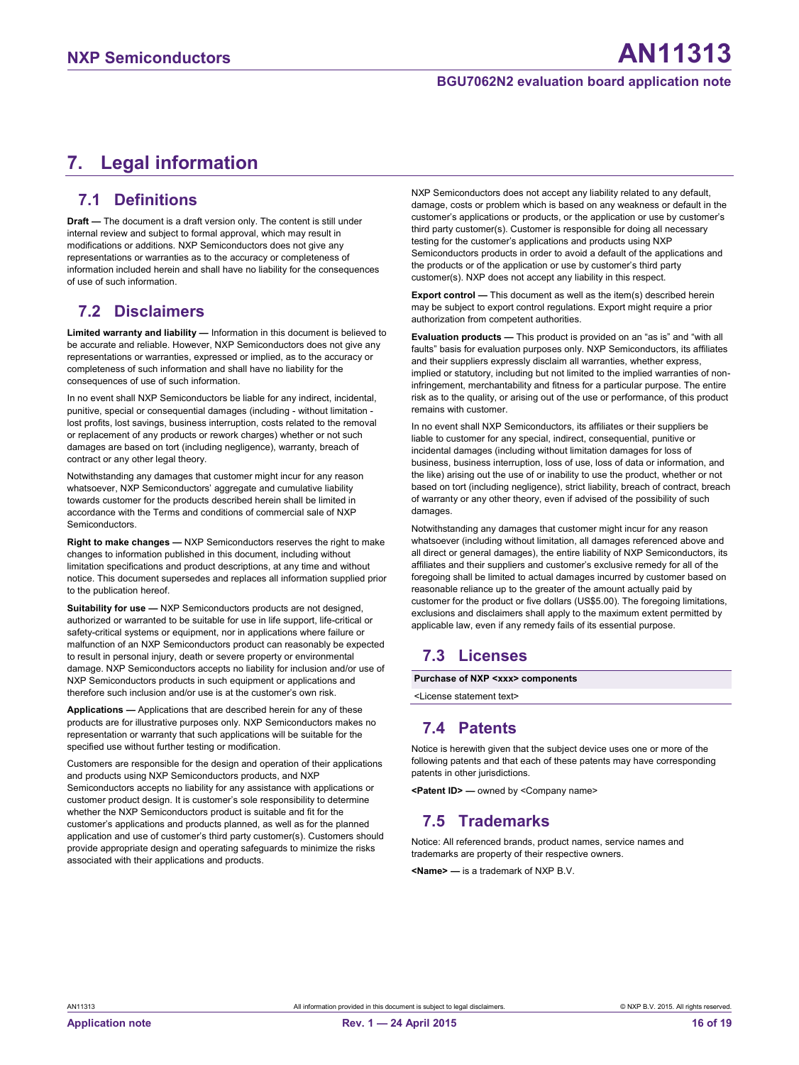# 7. Legal information

## 7.1 Definitions

**Draft —** The document is a draft version only. The content is still under internal review and subject to formal approval, which may result in modifications or additions. NXP Semiconductors does not give any representations or warranties as to the accuracy or completeness of information included herein and shall have no liability for the consequences of use of such information.

## 7.2 Disclaimers

**Limited warranty and liability —** Information in this document is believed to be accurate and reliable. However, NXP Semiconductors does not give any representations or warranties, expressed or implied, as to the accuracy or completeness of such information and shall have no liability for the consequences of use of such information.

In no event shall NXP Semiconductors be liable for any indirect, incidental, punitive, special or consequential damages (including - without limitation - lost profits, lost savings, business interruption, costs related to the removal or replacement of any products or rework charges) whether or not such damages are based on tort (including negligence), warranty, breach of contract or any other legal theory.

Notwithstanding any damages that customer might incur for any reason whatsoever, NXP Semiconductors' aggregate and cumulative liability towards customer for the products described herein shall be limited in accordance with the Terms and conditions of commercial sale of NXP Semiconductors.

**Right to make changes —** NXP Semiconductors reserves the right to make changes to information published in this document, including without limitation specifications and product descriptions, at any time and without notice. This document supersedes and replaces all information supplied prior to the publication hereof.

**Suitability for use —** NXP Semiconductors products are not designed, authorized or warranted to be suitable for use in life support, life-critical or safety-critical systems or equipment, nor in applications where failure or malfunction of an NXP Semiconductors product can reasonably be expected to result in personal injury, death or severe property or environmental damage. NXP Semiconductors accepts no liability for inclusion and/or use of NXP Semiconductors products in such equipment or applications and therefore such inclusion and/or use is at the customer's own risk.

**Applications —** Applications that are described herein for any of these products are for illustrative purposes only. NXP Semiconductors makes no representation or warranty that such applications will be suitable for the specified use without further testing or modification.

Customers are responsible for the design and operation of their applications and products using NXP Semiconductors products, and NXP Semiconductors accepts no liability for any assistance with applications or customer product design. It is customer's sole responsibility to determine whether the NXP Semiconductors product is suitable and fit for the customer's applications and products planned, as well as for the planned application and use of customer's third party customer(s). Customers should provide appropriate design and operating safeguards to minimize the risks associated with their applications and products.

NXP Semiconductors does not accept any liability related to any default, damage, costs or problem which is based on any weakness or default in the customer's applications or products, or the application or use by customer's third party customer(s). Customer is responsible for doing all necessary testing for the customer's applications and products using NXP Semiconductors products in order to avoid a default of the applications and the products or of the application or use by customer's third party customer(s). NXP does not accept any liability in this respect.

**Export control —** This document as well as the item(s) described herein may be subject to export control regulations. Export might require a prior authorization from competent authorities.

**Evaluation products —** This product is provided on an "as is" and "with all faults" basis for evaluation purposes only. NXP Semiconductors, its affiliates and their suppliers expressly disclaim all warranties, whether express, implied or statutory, including but not limited to the implied warranties of non-infringement, merchantability and fitness for a particular purpose. The entire risk as to the quality, or arising out of the use or performance, of this product remains with customer.

In no event shall NXP Semiconductors, its affiliates or their suppliers be liable to customer for any special, indirect, consequential, punitive or incidental damages (including without limitation damages for loss of business, business interruption, loss of use, loss of data or information, and the like) arising out the use of or inability to use the product, whether or not based on tort (including negligence), strict liability, breach of contract, breach of warranty or any other theory, even if advised of the possibility of such damages.

Notwithstanding any damages that customer might incur for any reason whatsoever (including without limitation, all damages referenced above and all direct or general damages), the entire liability of NXP Semiconductors, its affiliates and their suppliers and customer's exclusive remedy for all of the foregoing shall be limited to actual damages incurred by customer based on reasonable reliance up to the greater of the amount actually paid by customer for the product or five dollars (US$5.00). The foregoing limitations, exclusions and disclaimers shall apply to the maximum extent permitted by applicable law, even if any remedy fails of its essential purpose.

## 7.3 Licenses

| Purchase of NXP <xxx> components |
|---|
| <License statement text> |

## 7.4 Patents

Notice is herewith given that the subject device uses one or more of the following patents and that each of these patents may have corresponding patents in other jurisdictions.

**<Patent ID> —** owned by <Company name>

## 7.5 Trademarks

Notice: All referenced brands, product names, service names and trademarks are property of their respective owners.

**<Name> —** is a trademark of NXP B.V.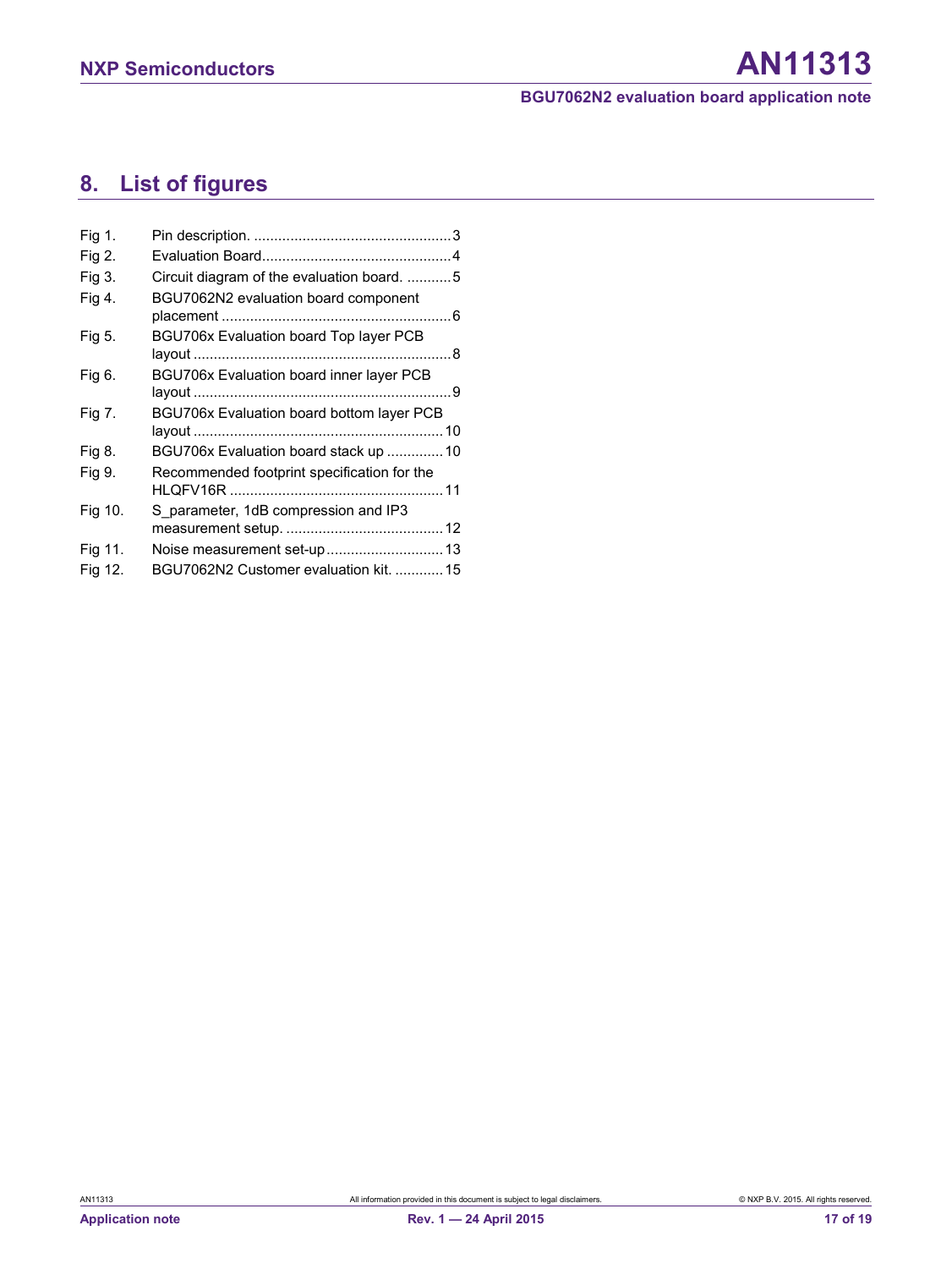## 8. List of figures

- Fig 1. Pin description. ....................................................3
- Fig 2. Evaluation Board.................................................4
- Fig 3. Circuit diagram of the evaluation board. ...........5
- Fig 4. BGU7062N2 evaluation board component placement .........................................................6
- Fig 5. BGU706x Evaluation board Top layer PCB layout ................................................................8
- Fig 6. BGU706x Evaluation board inner layer PCB layout ................................................................9
- Fig 7. BGU706x Evaluation board bottom layer PCB layout ..............................................................10
- Fig 8. BGU706x Evaluation board stack up ..............10
- Fig 9. Recommended footprint specification for the HLQFV16R .....................................................11
- Fig 10. S_parameter, 1dB compression and IP3 measurement setup. .......................................12
- Fig 11. Noise measurement set-up.............................13
- Fig 12. BGU7062N2 Customer evaluation kit. ............15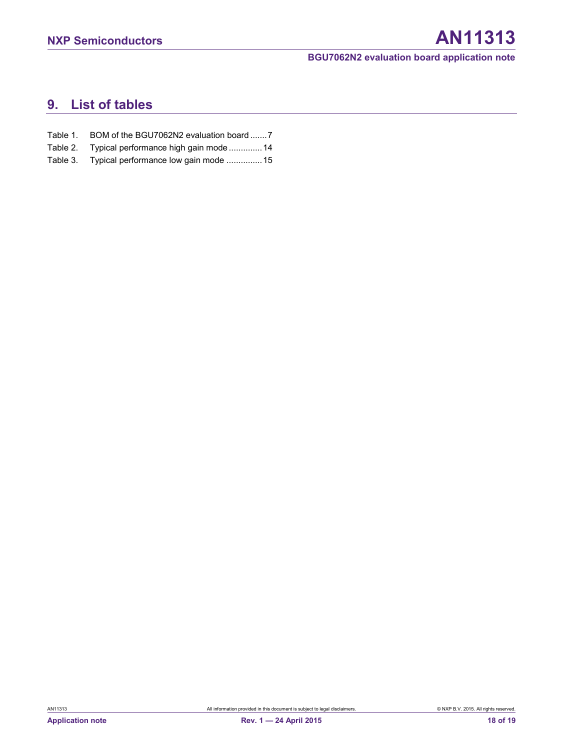## 9. List of tables

Table 1. BOM of the BGU7062N2 evaluation board .......7

Table 2. Typical performance high gain mode .............14

Table 3. Typical performance low gain mode ...............15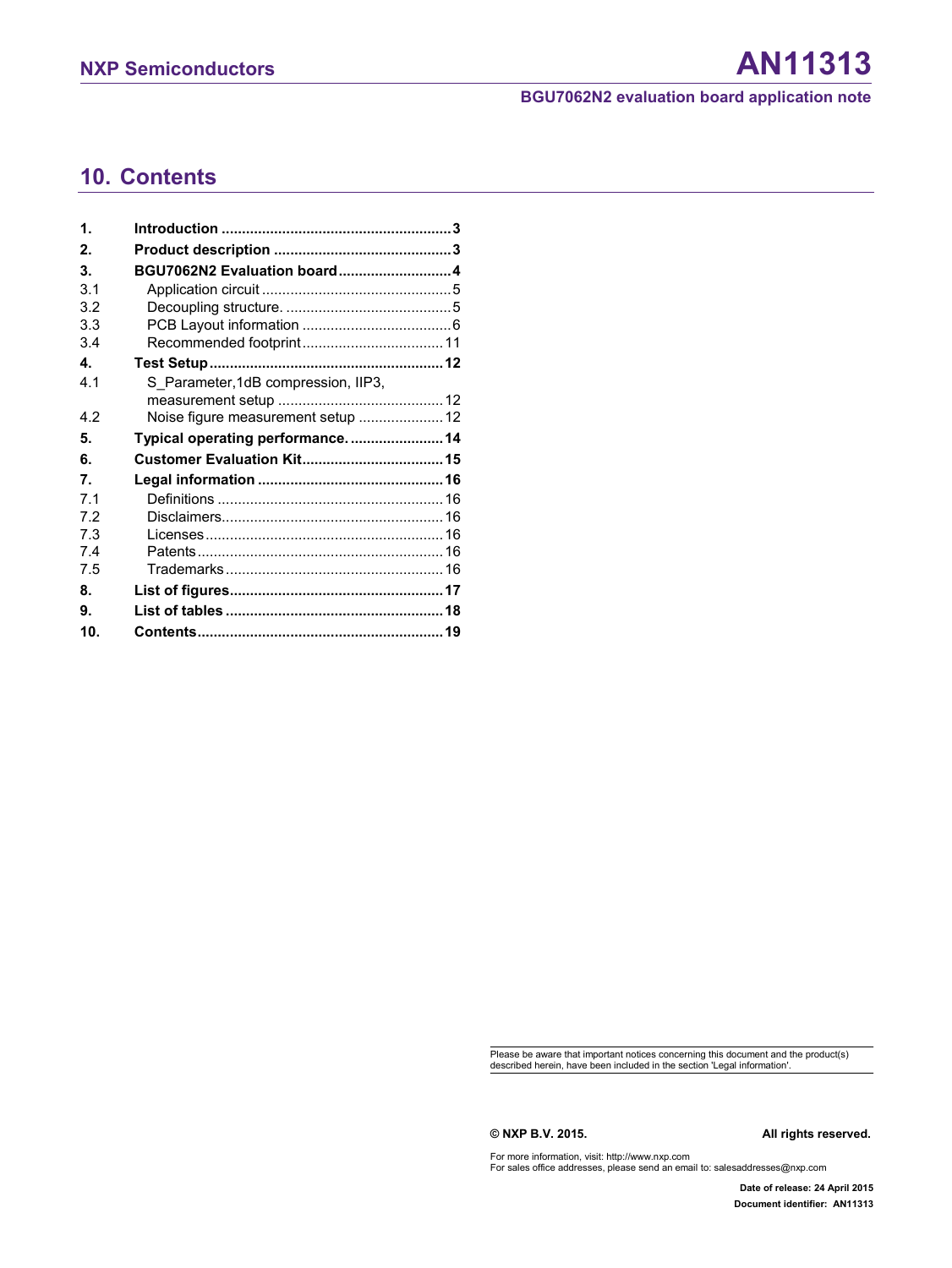## 10. Contents

| | | |
|---|---|---|
| **1.** | **Introduction** | **3** |
| **2.** | **Product description** | **3** |
| **3.** | **BGU7062N2 Evaluation board** | **4** |
| 3.1 | Application circuit | 5 |
| 3.2 | Decoupling structure. | 5 |
| 3.3 | PCB Layout information | 6 |
| 3.4 | Recommended footprint | 11 |
| **4.** | **Test Setup** | **12** |
| 4.1 | S_Parameter,1dB compression, IIP3, measurement setup | 12 |
| 4.2 | Noise figure measurement setup | 12 |
| **5.** | **Typical operating performance.** | **14** |
| **6.** | **Customer Evaluation Kit** | **15** |
| **7.** | **Legal information** | **16** |
| 7.1 | Definitions | 16 |
| 7.2 | Disclaimers | 16 |
| 7.3 | Licenses | 16 |
| 7.4 | Patents | 16 |
| 7.5 | Trademarks | 16 |
| **8.** | **List of figures** | **17** |
| **9.** | **List of tables** | **18** |
| **10.** | **Contents** | **19** |

Please be aware that important notices concerning this document and the product(s) described herein, have been included in the section 'Legal information'.

**© NXP B.V. 2015.** **All rights reserved.**

For more information, visit: http://www.nxp.com
For sales office addresses, please send an email to: salesaddresses@nxp.com

**Date of release: 24 April 2015**
**Document identifier: AN11313**